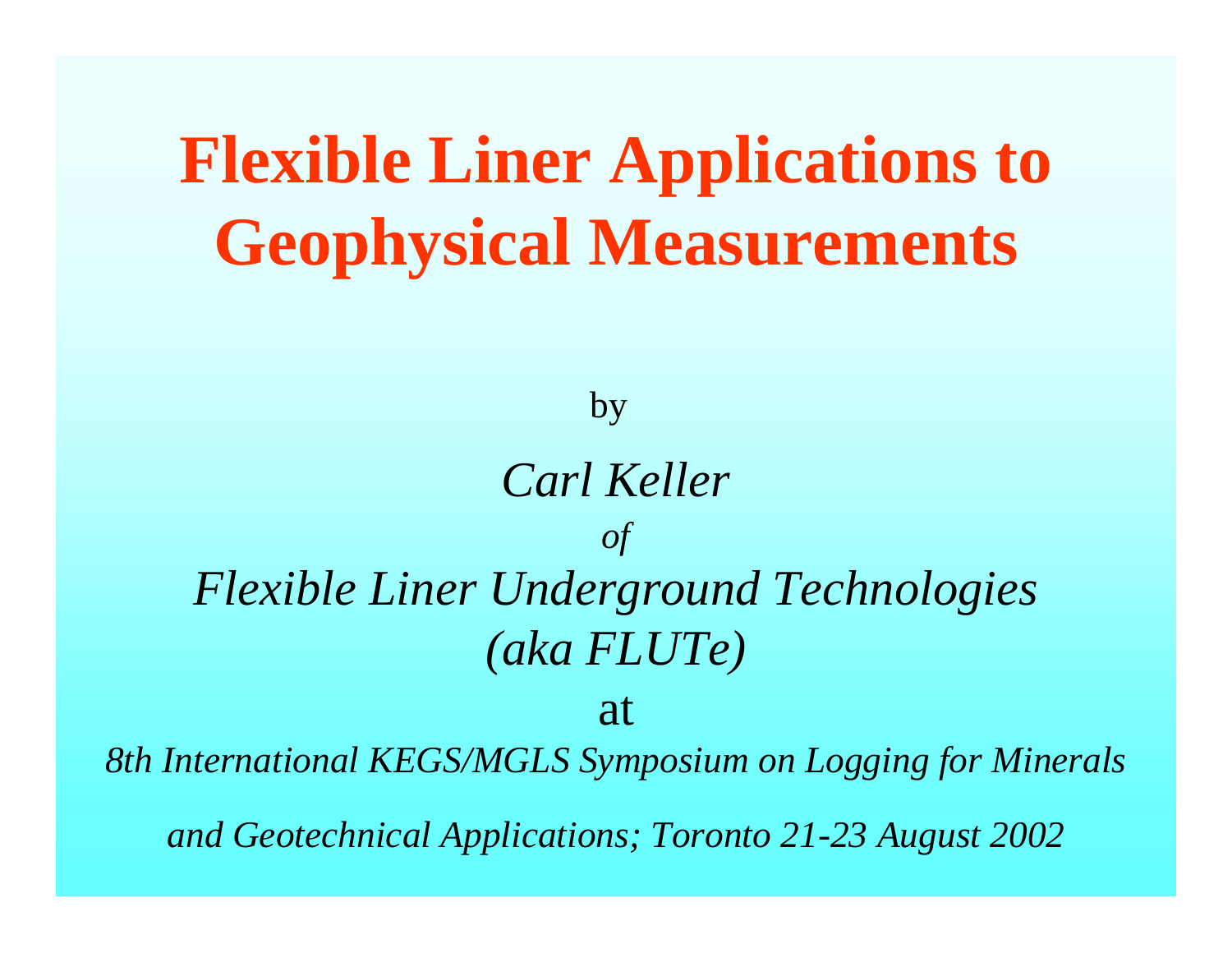# Flexible Liner Applications to Geophysical Measurements

by

*Carl Keller*

*of*

*Flexible Liner Underground Technologies*

*(aka FLUTe)*

at

*8th International KEGS/MGLS Symposium on Logging for Minerals and Geotechnical Applications; Toronto 21-23 August 2002*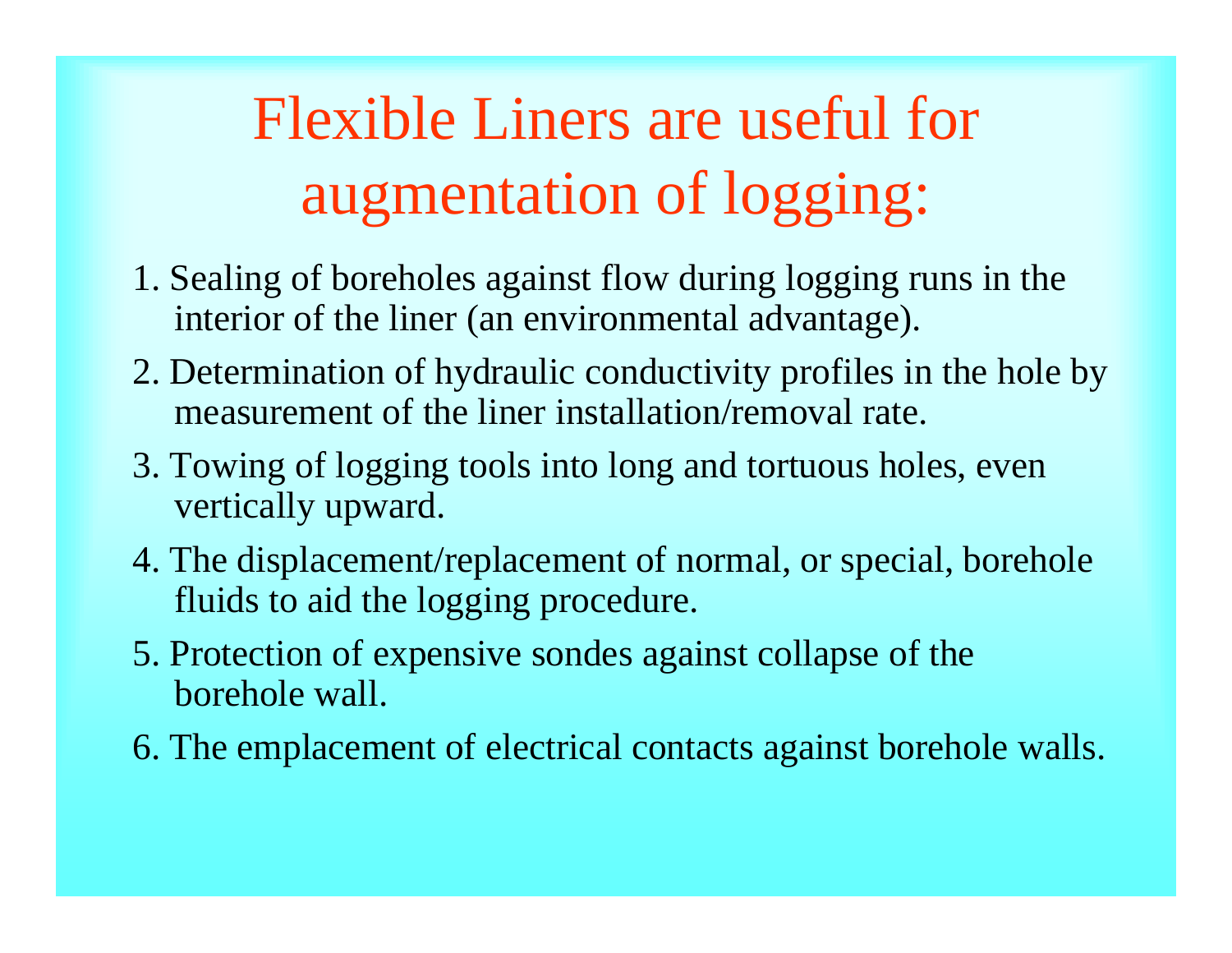# Flexible Liners are useful for augmentation of logging:

1. Sealing of boreholes against flow during logging runs in the interior of the liner (an environmental advantage).
2. Determination of hydraulic conductivity profiles in the hole by measurement of the liner installation/removal rate.
3. Towing of logging tools into long and tortuous holes, even vertically upward.
4. The displacement/replacement of normal, or special, borehole fluids to aid the logging procedure.
5. Protection of expensive sondes against collapse of the borehole wall.
6. The emplacement of electrical contacts against borehole walls.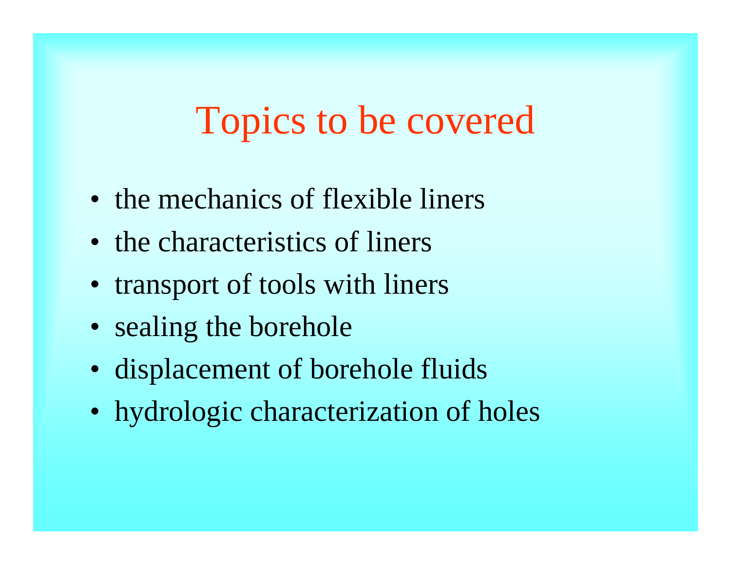# Topics to be covered

- the mechanics of flexible liners
- the characteristics of liners
- transport of tools with liners
- sealing the borehole
- displacement of borehole fluids
- hydrologic characterization of holes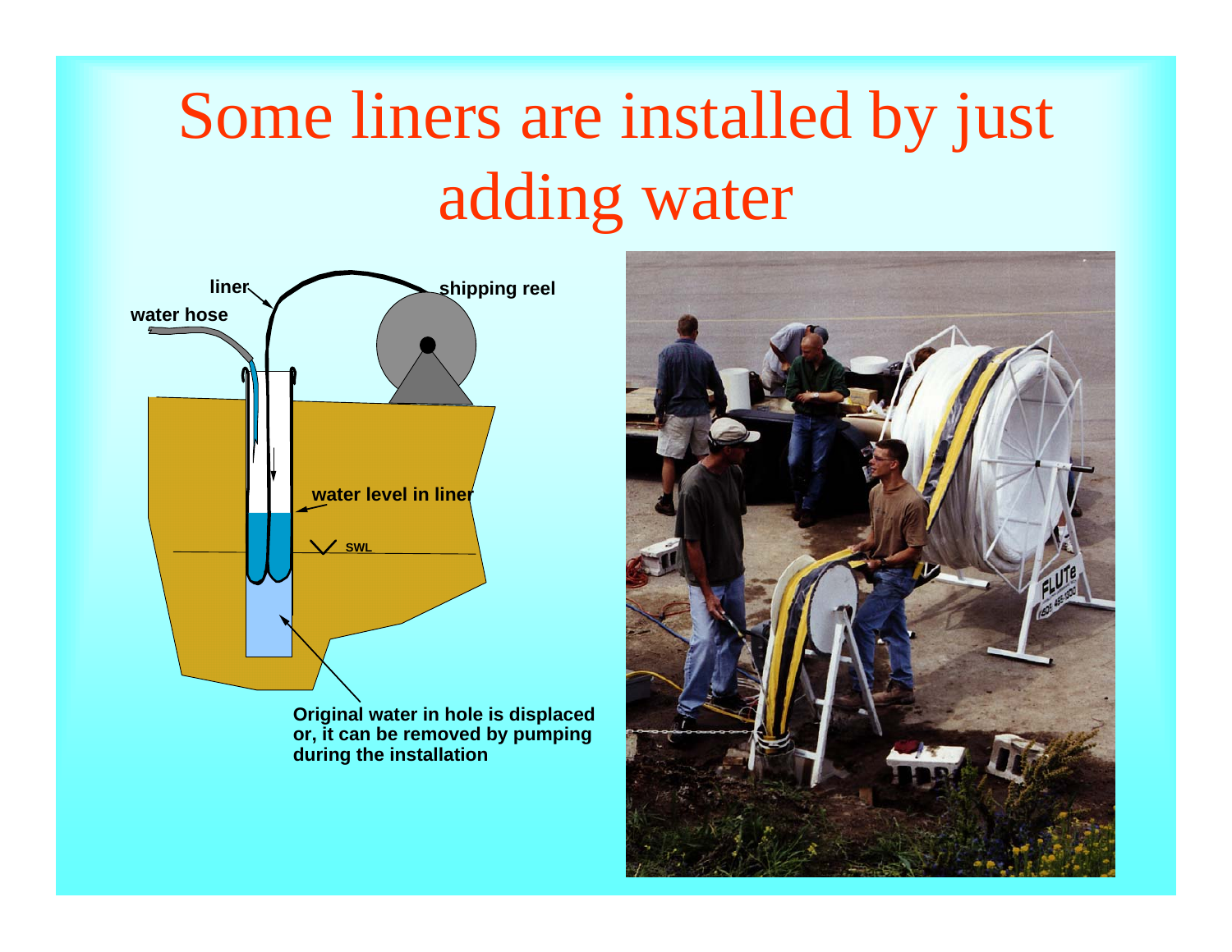# Some liners are installed by just adding water

liner

water hose

shipping reel

water level in liner

SWL

Original water in hole is displaced or, it can be removed by pumping during the installation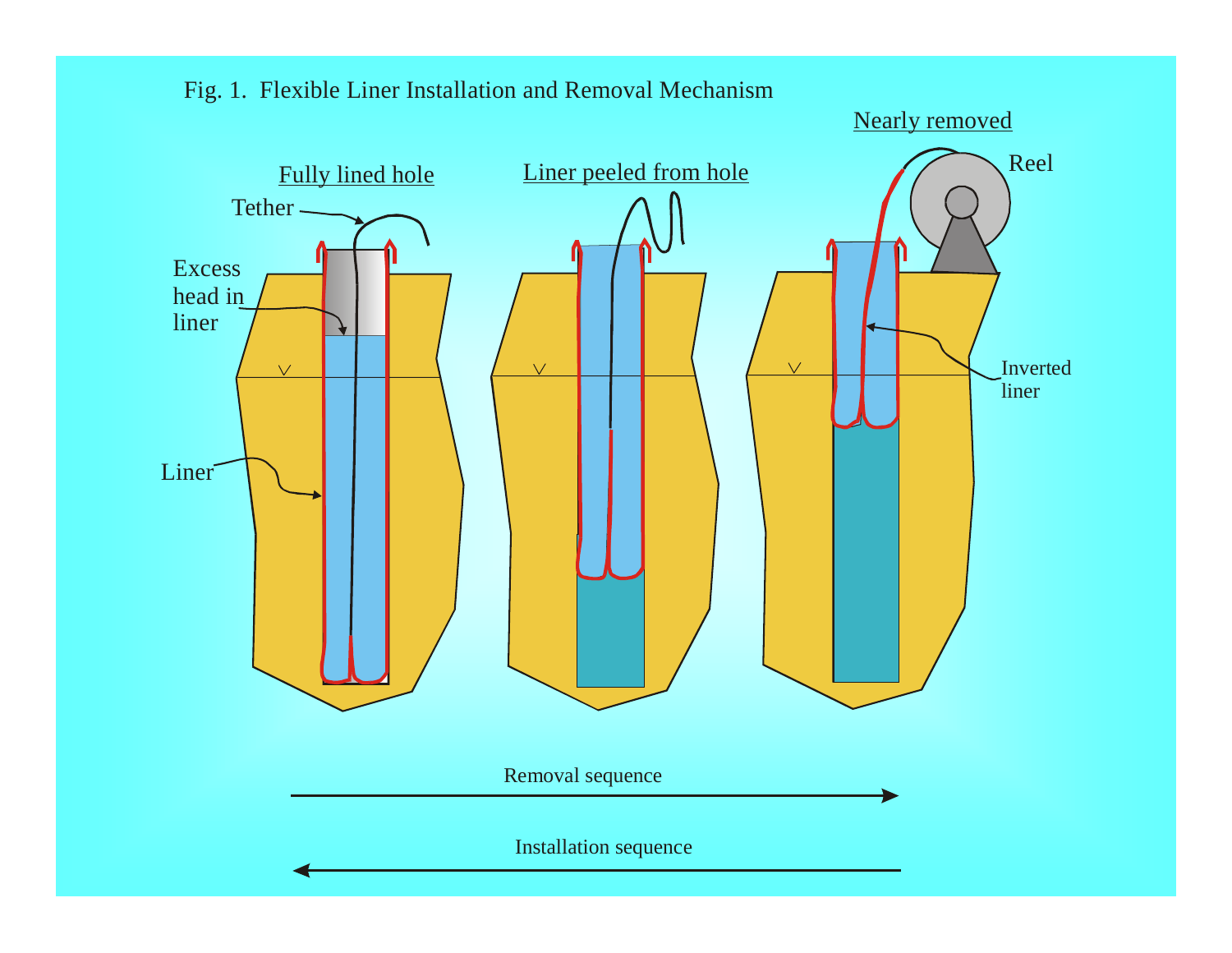Fig. 1. Flexible Liner Installation and Removal Mechanism

Fully lined hole

Liner peeled from hole

Nearly removed

Tether

Excess head in liner

Liner

Reel

Inverted liner

Removal sequence

Installation sequence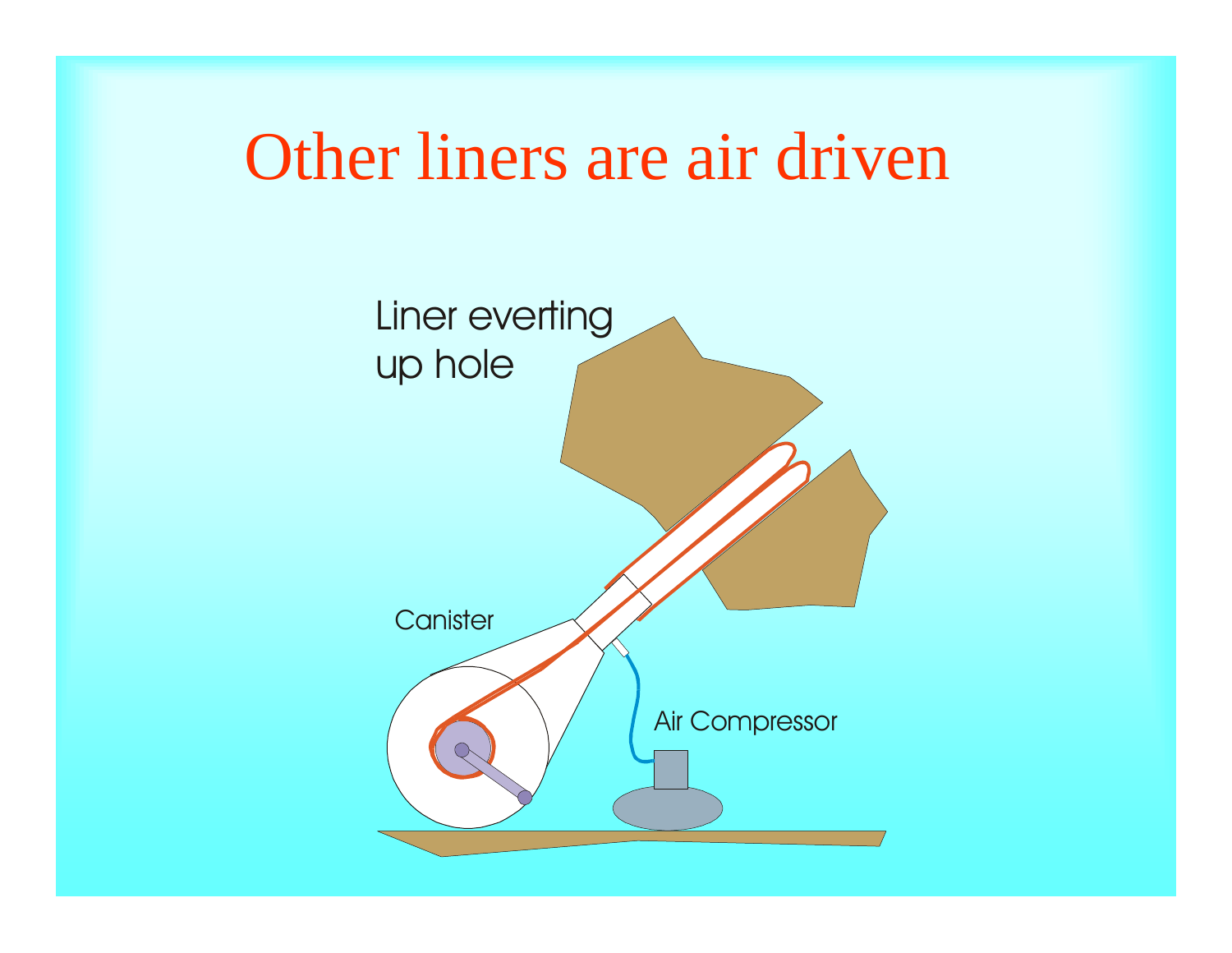# Other liners are air driven

Liner everting up hole

Canister

Air Compressor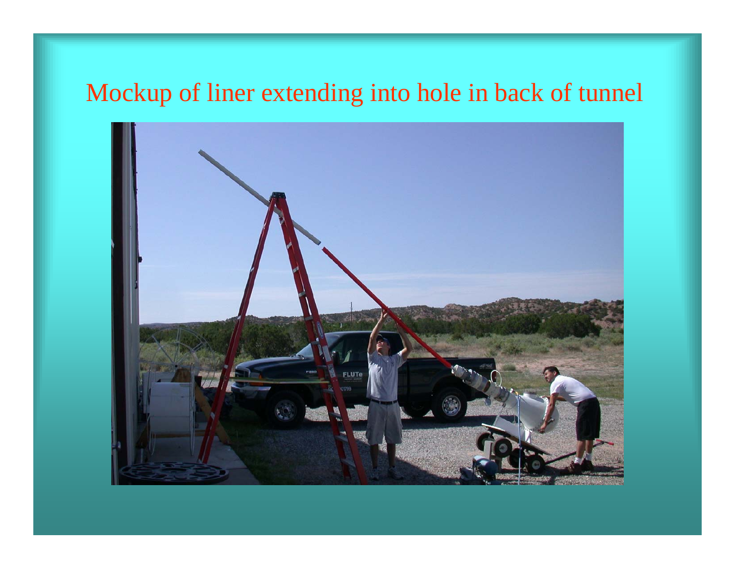# Mockup of liner extending into hole in back of tunnel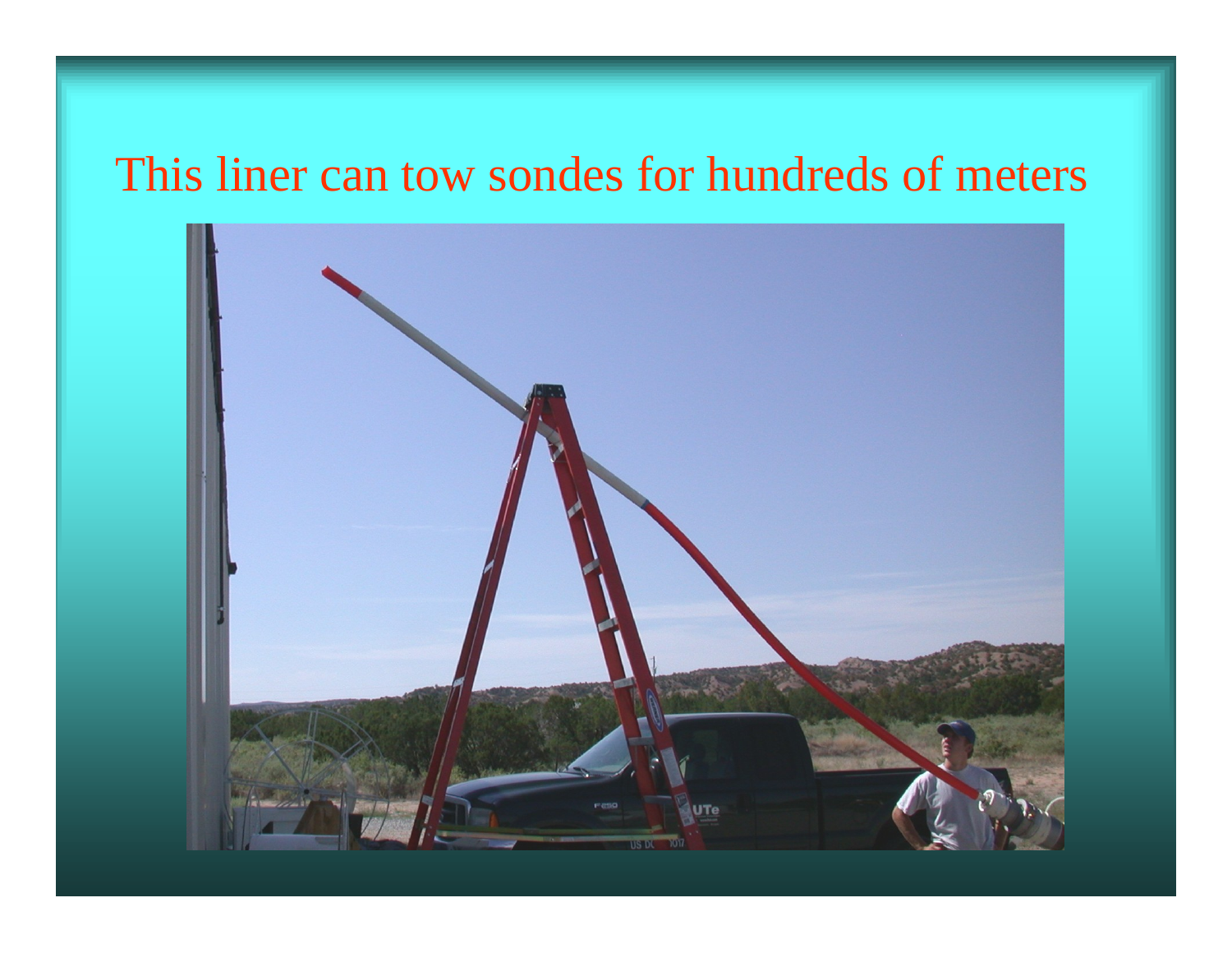# This liner can tow sondes for hundreds of meters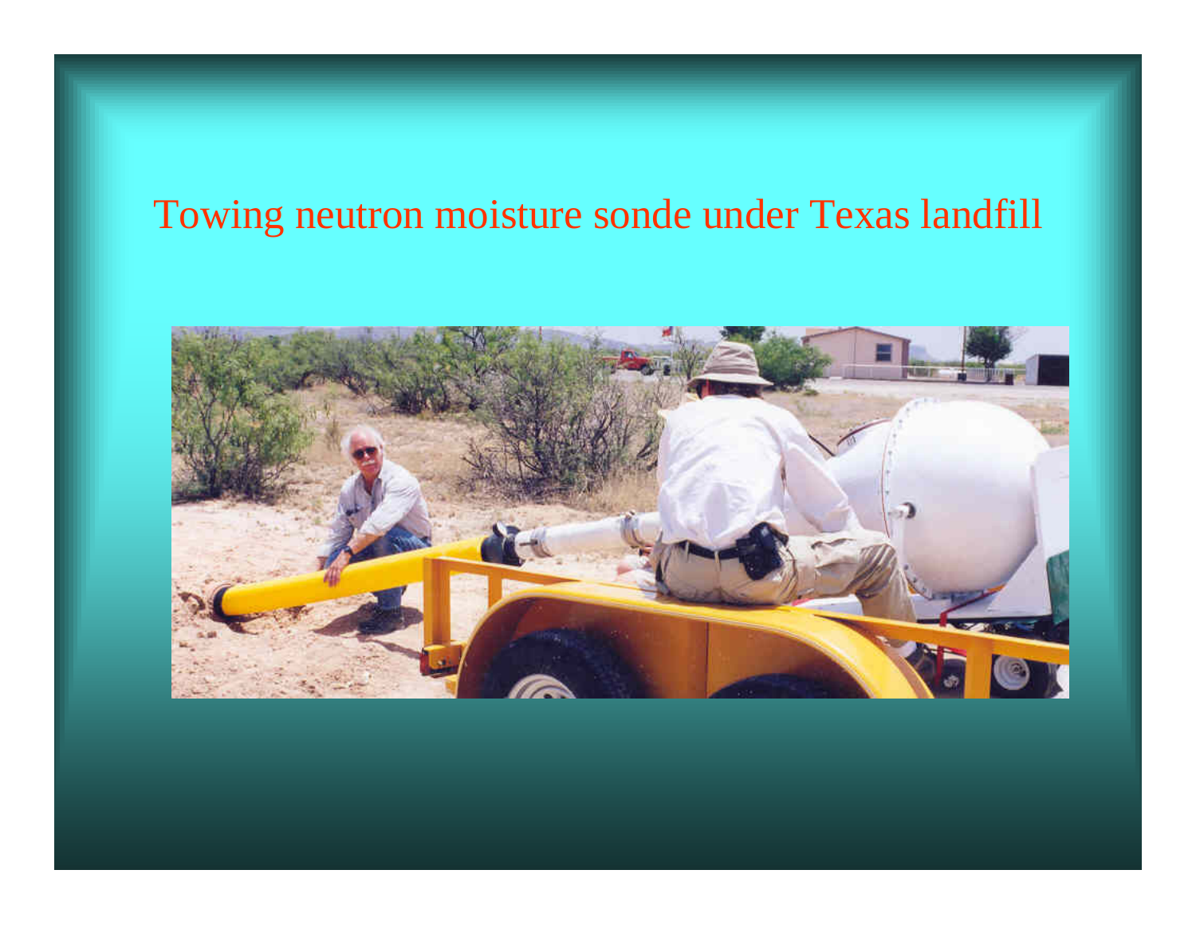# Towing neutron moisture sonde under Texas landfill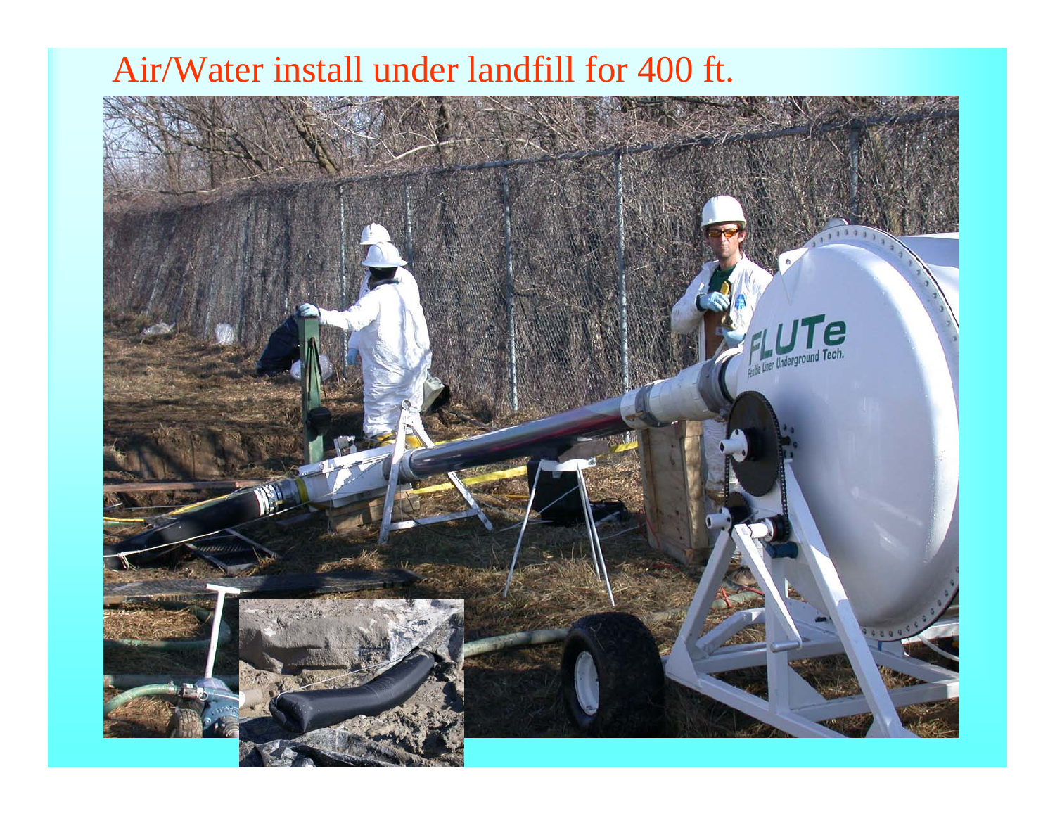# Air/Water install under landfill for 400 ft.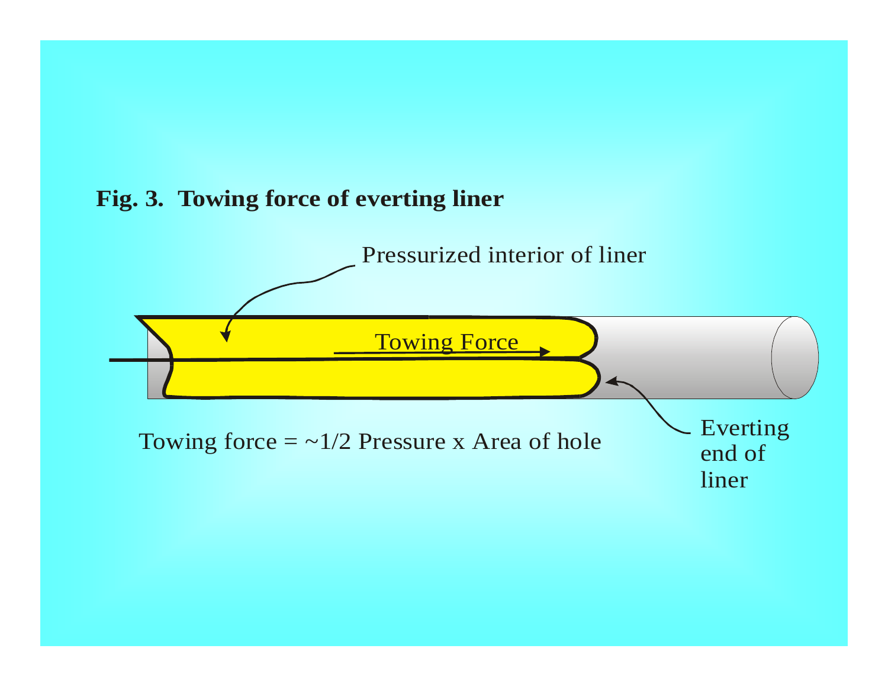**Fig. 3. Towing force of everting liner**

Pressurized interior of liner

Towing Force

Everting end of liner

Towing force = ~1/2 Pressure x Area of hole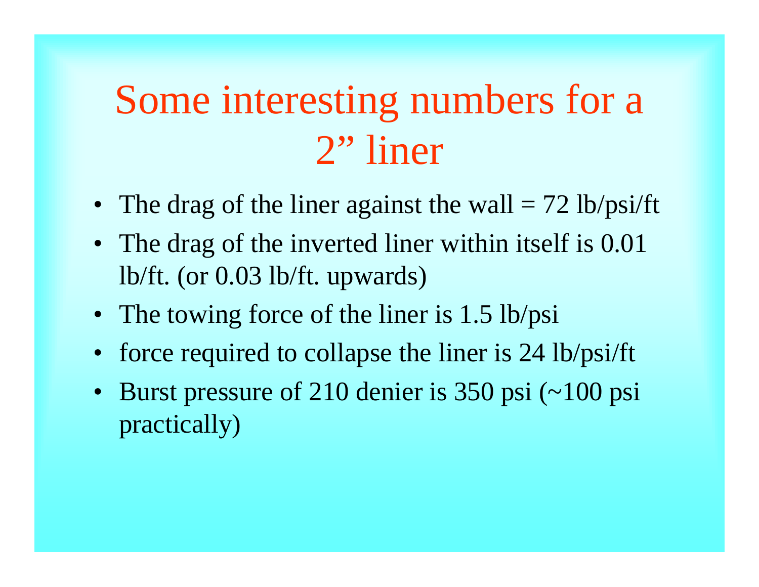# Some interesting numbers for a 2” liner

- The drag of the liner against the wall = 72 lb/psi/ft
- The drag of the inverted liner within itself is 0.01 lb/ft. (or 0.03 lb/ft. upwards)
- The towing force of the liner is 1.5 lb/psi
- force required to collapse the liner is 24 lb/psi/ft
- Burst pressure of 210 denier is 350 psi (~100 psi practically)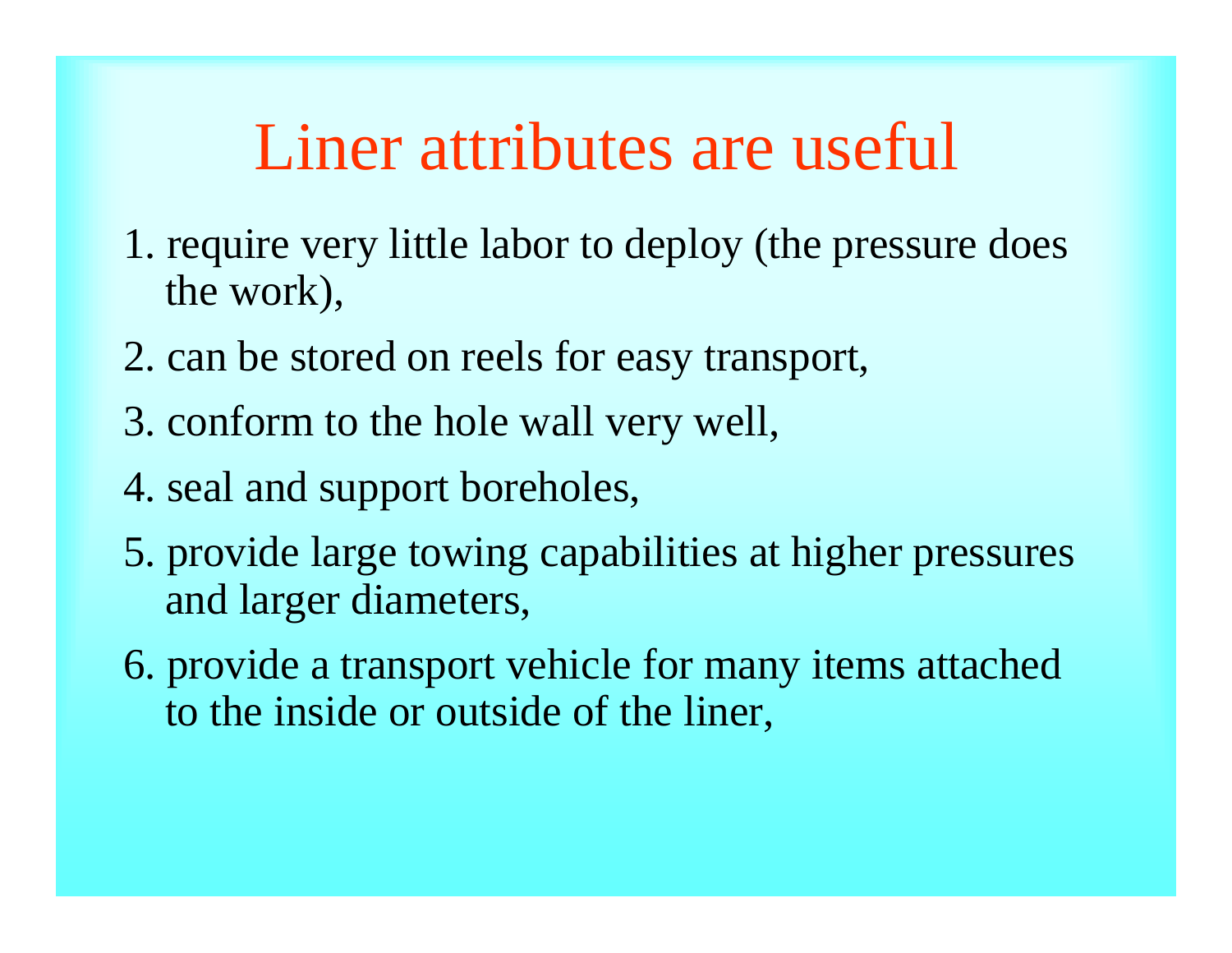# Liner attributes are useful

1. require very little labor to deploy (the pressure does the work),
2. can be stored on reels for easy transport,
3. conform to the hole wall very well,
4. seal and support boreholes,
5. provide large towing capabilities at higher pressures and larger diameters,
6. provide a transport vehicle for many items attached to the inside or outside of the liner,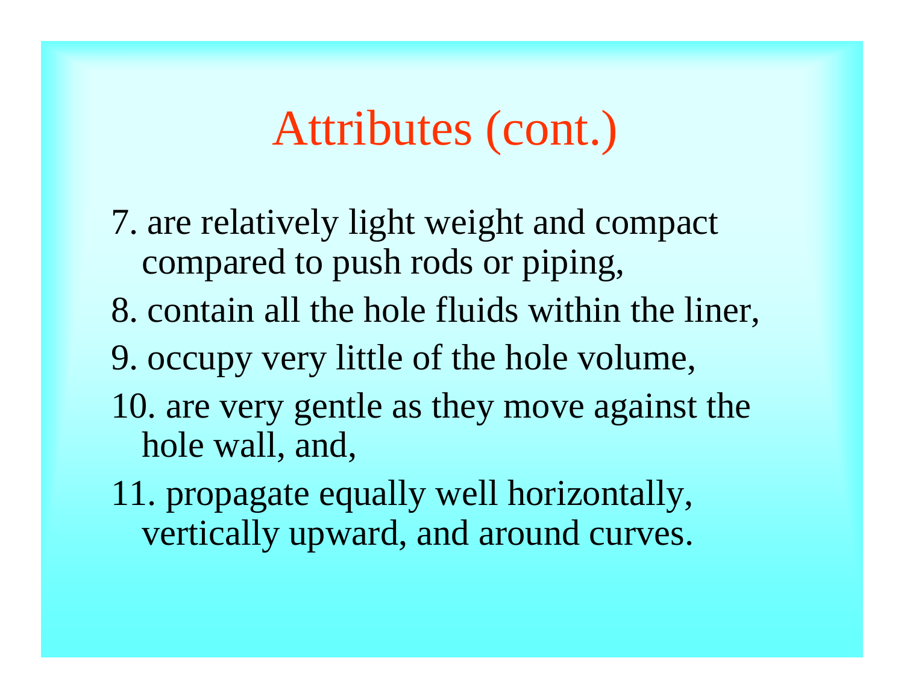# Attributes (cont.)

7. are relatively light weight and compact compared to push rods or piping,
8. contain all the hole fluids within the liner,
9. occupy very little of the hole volume,
10. are very gentle as they move against the hole wall, and,
11. propagate equally well horizontally, vertically upward, and around curves.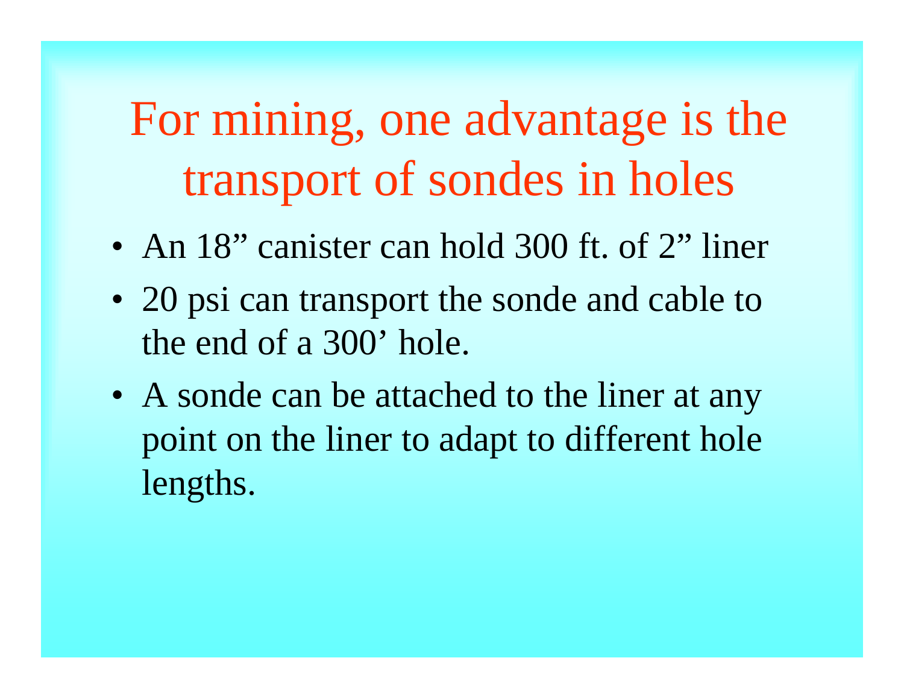# For mining, one advantage is the transport of sondes in holes

- An 18” canister can hold 300 ft. of 2” liner
- 20 psi can transport the sonde and cable to the end of a 300’ hole.
- A sonde can be attached to the liner at any point on the liner to adapt to different hole lengths.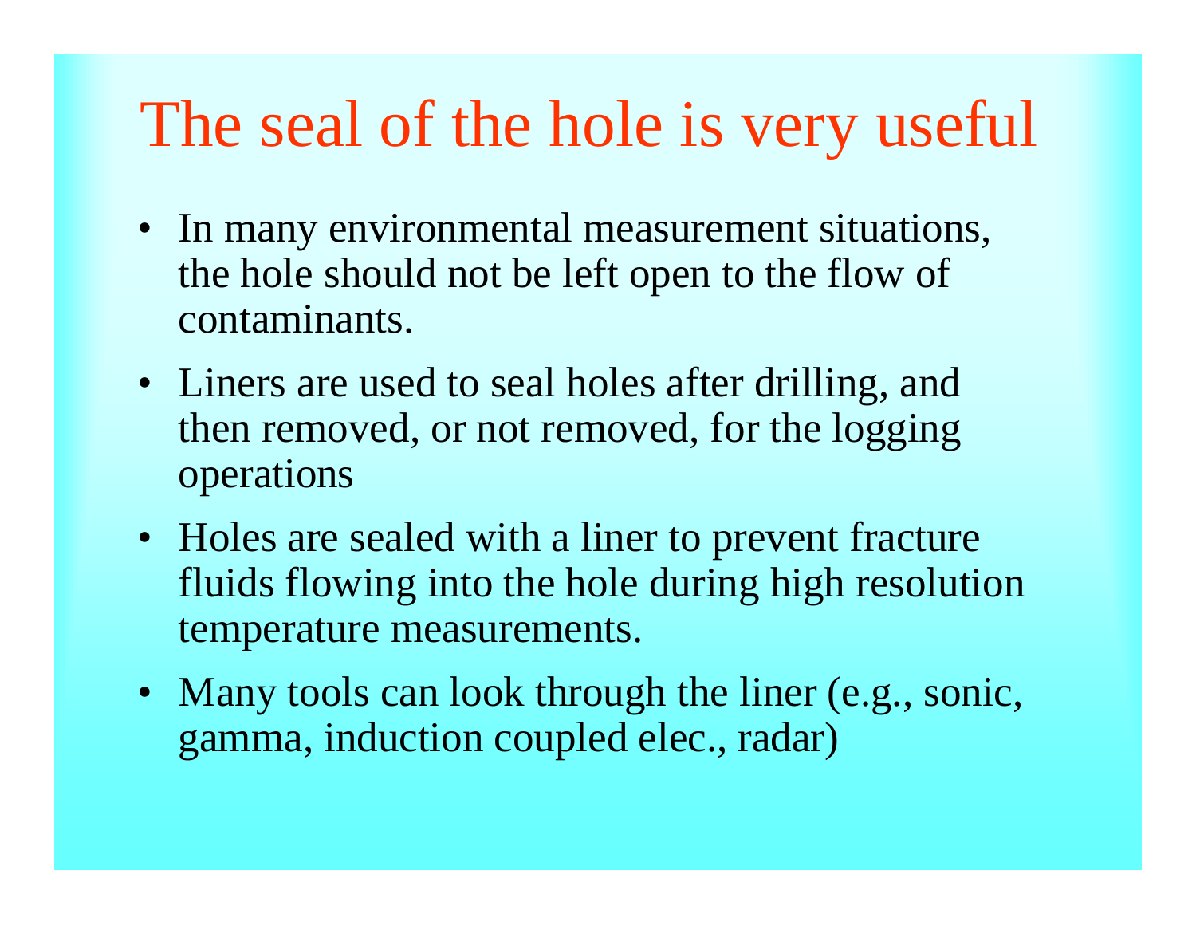# The seal of the hole is very useful

- In many environmental measurement situations, the hole should not be left open to the flow of contaminants.
- Liners are used to seal holes after drilling, and then removed, or not removed, for the logging operations
- Holes are sealed with a liner to prevent fracture fluids flowing into the hole during high resolution temperature measurements.
- Many tools can look through the liner (e.g., sonic, gamma, induction coupled elec., radar)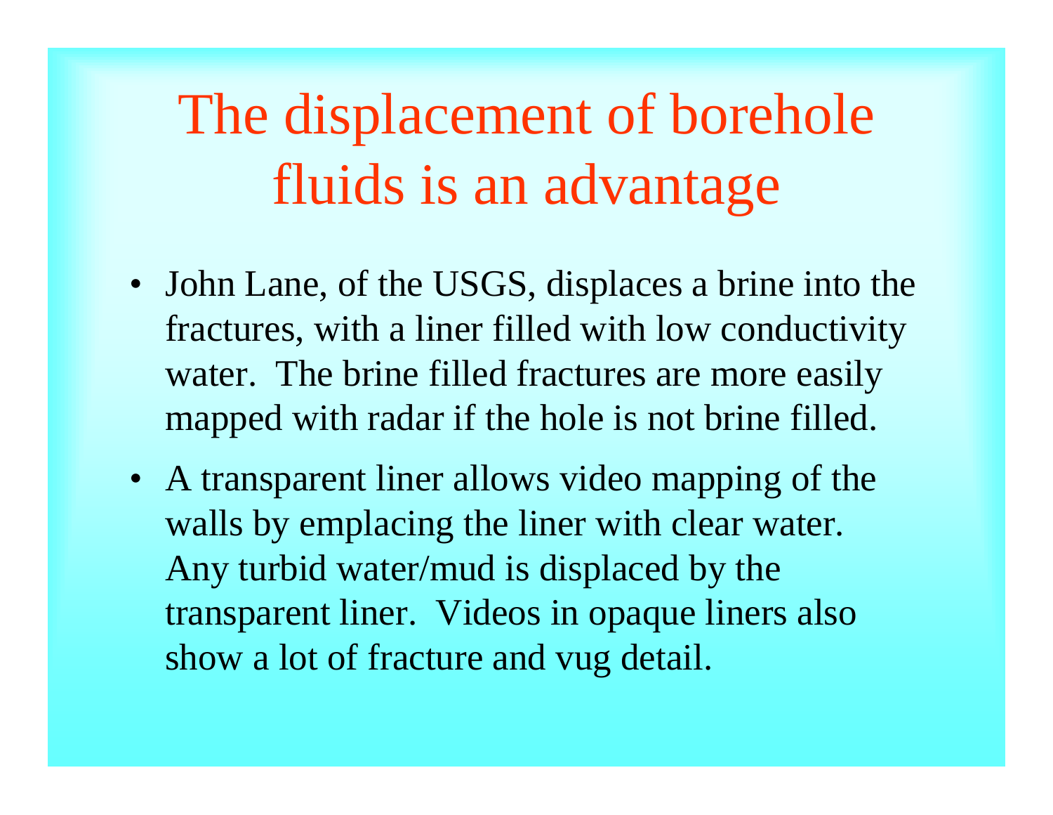# The displacement of borehole fluids is an advantage

- John Lane, of the USGS, displaces a brine into the fractures, with a liner filled with low conductivity water. The brine filled fractures are more easily mapped with radar if the hole is not brine filled.
- A transparent liner allows video mapping of the walls by emplacing the liner with clear water. Any turbid water/mud is displaced by the transparent liner. Videos in opaque liners also show a lot of fracture and vug detail.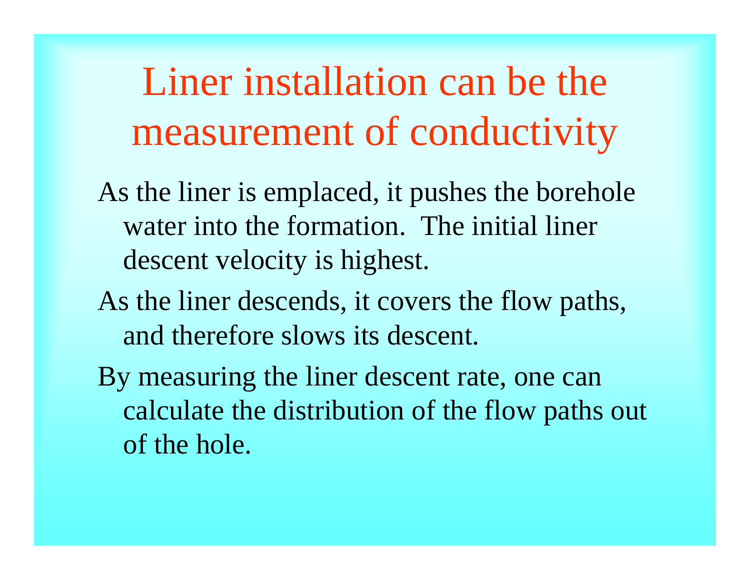# Liner installation can be the measurement of conductivity

As the liner is emplaced, it pushes the borehole water into the formation. The initial liner descent velocity is highest.

As the liner descends, it covers the flow paths, and therefore slows its descent.

By measuring the liner descent rate, one can calculate the distribution of the flow paths out of the hole.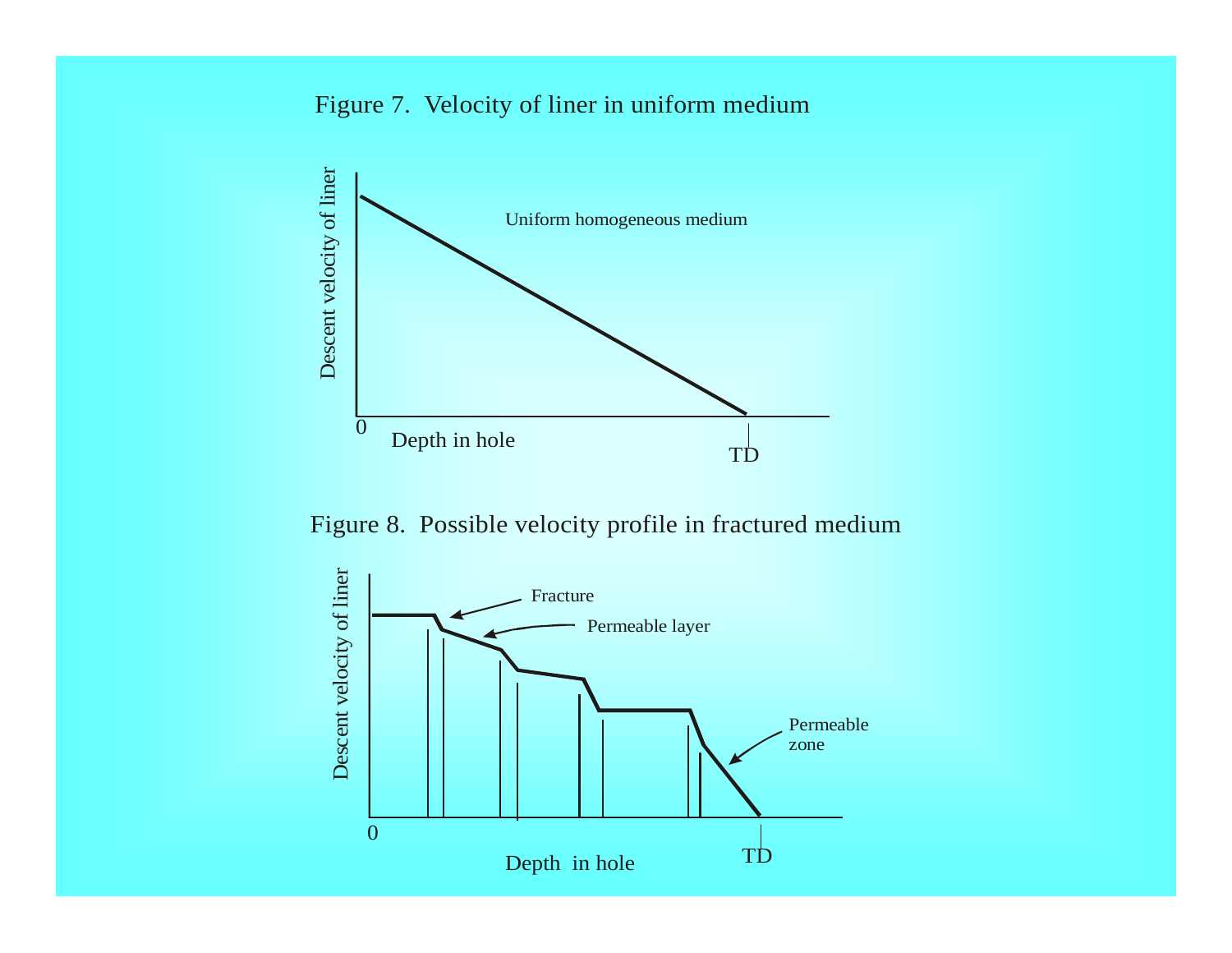Figure 7. Velocity of liner in uniform medium

Descent velocity of liner

Uniform homogeneous medium

0

Depth in hole

TD

Figure 8. Possible velocity profile in fractured medium

Descent velocity of liner

Fracture

Permeable layer

Permeable zone

0

Depth in hole

TD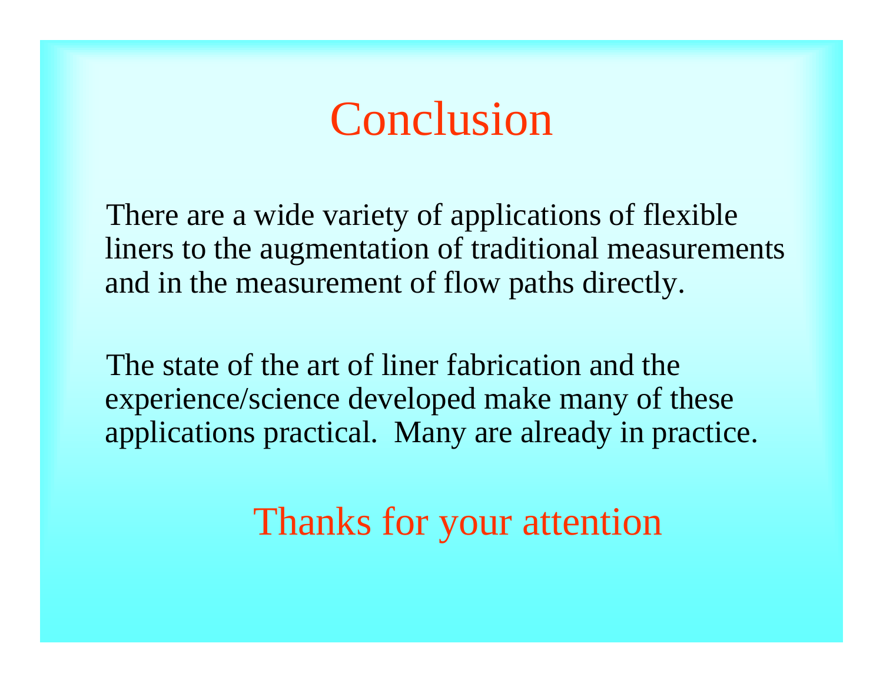# Conclusion

There are a wide variety of applications of flexible liners to the augmentation of traditional measurements and in the measurement of flow paths directly.

The state of the art of liner fabrication and the experience/science developed make many of these applications practical. Many are already in practice.

Thanks for your attention